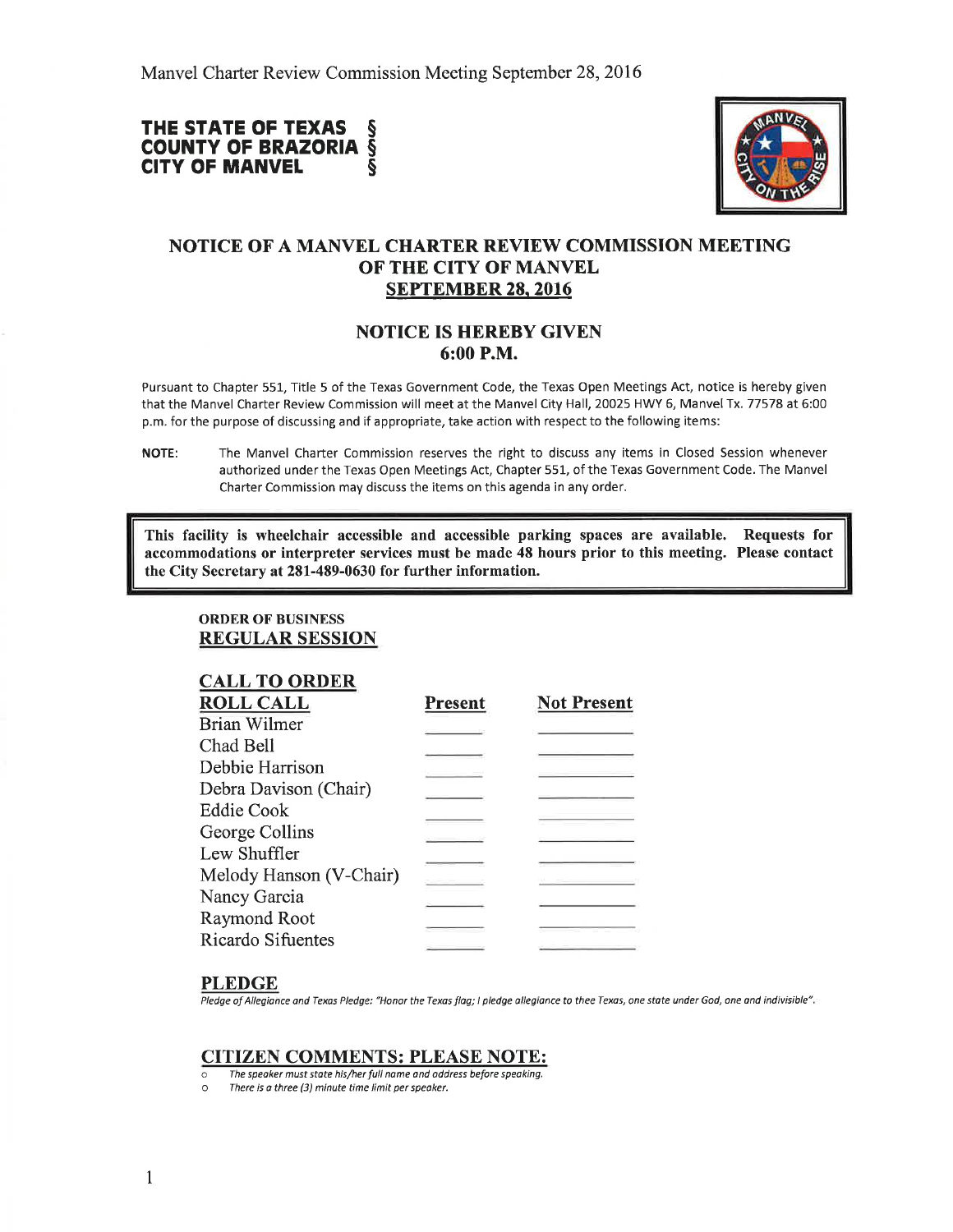Manvel Charter Review Commission Meeting September 28, 2016

**THE STATE OF TEXAS §**
**COUNTY OF BRAZORIA §**
**CITY OF MANVEL §**

## NOTICE OF A MANVEL CHARTER REVIEW COMMISSION MEETING OF THE CITY OF MANVEL SEPTEMBER 28, 2016

## NOTICE IS HEREBY GIVEN 6:00 P.M.

Pursuant to Chapter 551, Title 5 of the Texas Government Code, the Texas Open Meetings Act, notice is hereby given that the Manvel Charter Review Commission will meet at the Manvel City Hall, 20025 HWY 6, Manvel Tx. 77578 at 6:00 p.m. for the purpose of discussing and if appropriate, take action with respect to the following items:

NOTE: The Manvel Charter Commission reserves the right to discuss any items in Closed Session whenever authorized under the Texas Open Meetings Act, Chapter 551, of the Texas Government Code. The Manvel Charter Commission may discuss the items on this agenda in any order.

**This facility is wheelchair accessible and accessible parking spaces are available. Requests for accommodations or interpreter services must be made 48 hours prior to this meeting. Please contact the City Secretary at 281-489-0630 for further information.**

**ORDER OF BUSINESS**

## REGULAR SESSION

## CALL TO ORDER

| ROLL CALL | Present | Not Present |
|---|---|---|
| Brian Wilmer | | |
| Chad Bell | | |
| Debbie Harrison | | |
| Debra Davison (Chair) | | |
| Eddie Cook | | |
| George Collins | | |
| Lew Shuffler | | |
| Melody Hanson (V-Chair) | | |
| Nancy Garcia | | |
| Raymond Root | | |
| Ricardo Sifuentes | | |

## PLEDGE

*Pledge of Allegiance and Texas Pledge: "Honor the Texas flag; I pledge allegiance to thee Texas, one state under God, one and indivisible".*

## CITIZEN COMMENTS: PLEASE NOTE:

- *The speaker must state his/her full name and address before speaking.*
- *There is a three (3) minute time limit per speaker.*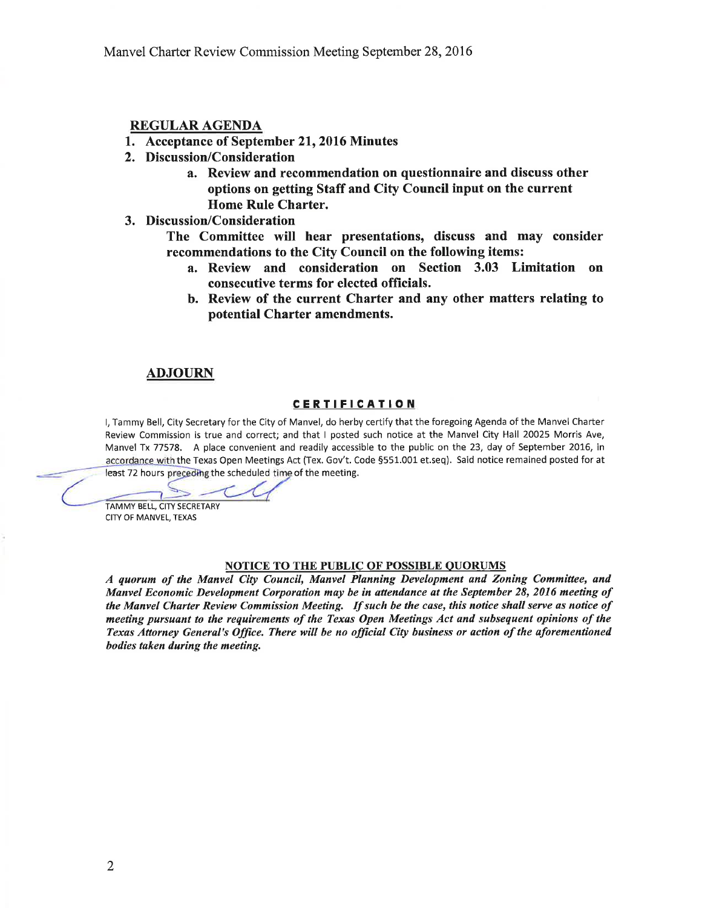## REGULAR AGENDA

1. **Acceptance of September 21, 2016 Minutes**
2. **Discussion/Consideration**
   a. **Review and recommendation on questionnaire and discuss other options on getting Staff and City Council input on the current Home Rule Charter.**
3. **Discussion/Consideration**

   **The Committee will hear presentations, discuss and may consider recommendations to the City Council on the following items:**

   a. **Review and consideration on Section 3.03 Limitation on consecutive terms for elected officials.**
   b. **Review of the current Charter and any other matters relating to potential Charter amendments.**

## ADJOURN

### CERTIFICATION

I, Tammy Bell, City Secretary for the City of Manvel, do herby certify that the foregoing Agenda of the Manvel Charter Review Commission is true and correct; and that I posted such notice at the Manvel City Hall 20025 Morris Ave, Manvel Tx 77578. A place convenient and readily accessible to the public on the 23, day of September 2016, in accordance with the Texas Open Meetings Act (Tex. Gov't. Code §551.001 et.seq). Said notice remained posted for at least 72 hours preceding the scheduled time of the meeting.

TAMMY BELL, CITY SECRETARY
CITY OF MANVEL, TEXAS

**NOTICE TO THE PUBLIC OF POSSIBLE QUORUMS**

***A quorum of the Manvel City Council, Manvel Planning Development and Zoning Committee, and Manvel Economic Development Corporation may be in attendance at the September 28, 2016 meeting of the Manvel Charter Review Commission Meeting. If such be the case, this notice shall serve as notice of meeting pursuant to the requirements of the Texas Open Meetings Act and subsequent opinions of the Texas Attorney General's Office. There will be no official City business or action of the aforementioned bodies taken during the meeting.***